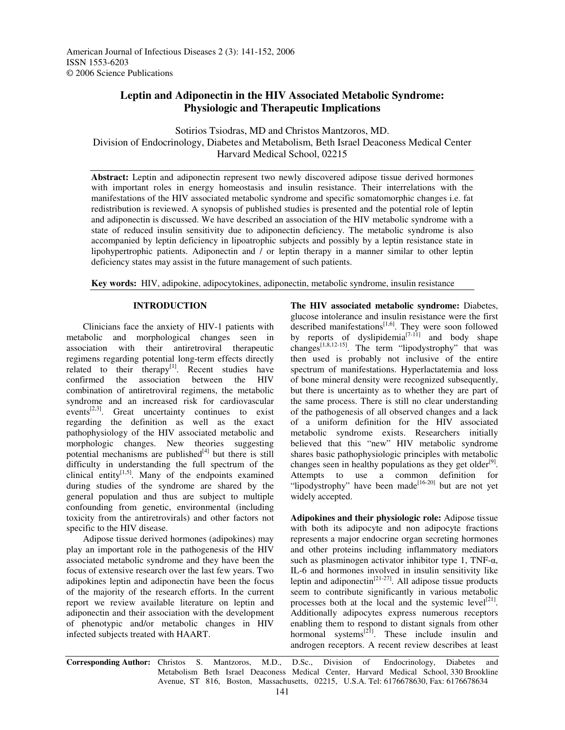American Journal of Infectious Diseases 2 (3): 141-152, 2006
ISSN 1553-6203
© 2006 Science Publications

# Leptin and Adiponectin in the HIV Associated Metabolic Syndrome: Physiologic and Therapeutic Implications

Sotirios Tsiodras, MD and Christos Mantzoros, MD.
Division of Endocrinology, Diabetes and Metabolism, Beth Israel Deaconess Medical Center
Harvard Medical School, 02215

**Abstract:** Leptin and adiponectin represent two newly discovered adipose tissue derived hormones with important roles in energy homeostasis and insulin resistance. Their interrelations with the manifestations of the HIV associated metabolic syndrome and specific somatomorphic changes i.e. fat redistribution is reviewed. A synopsis of published studies is presented and the potential role of leptin and adiponectin is discussed. We have described an association of the HIV metabolic syndrome with a state of reduced insulin sensitivity due to adiponectin deficiency. The metabolic syndrome is also accompanied by leptin deficiency in lipoatrophic subjects and possibly by a leptin resistance state in lipohypertrophic patients. Adiponectin and / or leptin therapy in a manner similar to other leptin deficiency states may assist in the future management of such patients.

**Key words:** HIV, adipokine, adipocytokines, adiponectin, metabolic syndrome, insulin resistance

## INTRODUCTION

Clinicians face the anxiety of HIV-1 patients with metabolic and morphological changes seen in association with their antiretroviral therapeutic regimens regarding potential long-term effects directly related to their therapy[1]. Recent studies have confirmed the association between the HIV combination of antiretroviral regimens, the metabolic syndrome and an increased risk for cardiovascular events[2,3]. Great uncertainty continues to exist regarding the definition as well as the exact pathophysiology of the HIV associated metabolic and morphologic changes. New theories suggesting potential mechanisms are published[4] but there is still difficulty in understanding the full spectrum of the clinical entity[1,5]. Many of the endpoints examined during studies of the syndrome are shared by the general population and thus are subject to multiple confounding from genetic, environmental (including toxicity from the antiretrovirals) and other factors not specific to the HIV disease.

Adipose tissue derived hormones (adipokines) may play an important role in the pathogenesis of the HIV associated metabolic syndrome and they have been the focus of extensive research over the last few years. Two adipokines leptin and adiponectin have been the focus of the majority of the research efforts. In the current report we review available literature on leptin and adiponectin and their association with the development of phenotypic and/or metabolic changes in HIV infected subjects treated with HAART.

**The HIV associated metabolic syndrome:** Diabetes, glucose intolerance and insulin resistance were the first described manifestations[1,6]. They were soon followed by reports of dyslipidemia[7-11] and body shape changes[1,8,12-15]. The term "lipodystrophy" that was then used is probably not inclusive of the entire spectrum of manifestations. Hyperlactatemia and loss of bone mineral density were recognized subsequently, but there is uncertainty as to whether they are part of the same process. There is still no clear understanding of the pathogenesis of all observed changes and a lack of a uniform definition for the HIV associated metabolic syndrome exists. Researchers initially believed that this "new" HIV metabolic syndrome shares basic pathophysiologic principles with metabolic changes seen in healthy populations as they get older[9]. Attempts to use a common definition for "lipodystrophy" have been made[16-20] but are not yet widely accepted.

**Adipokines and their physiologic role:** Adipose tissue with both its adipocyte and non adipocyte fractions represents a major endocrine organ secreting hormones and other proteins including inflammatory mediators such as plasminogen activator inhibitor type 1, TNF-α, IL-6 and hormones involved in insulin sensitivity like leptin and adiponectin[21-27]. All adipose tissue products seem to contribute significantly in various metabolic processes both at the local and the systemic level[21]. Additionally adipocytes express numerous receptors enabling them to respond to distant signals from other hormonal systems[21]. These include insulin and androgen receptors. A recent review describes at least

**Corresponding Author:** Christos S. Mantzoros, M.D., D.Sc., Division of Endocrinology, Diabetes and Metabolism Beth Israel Deaconess Medical Center, Harvard Medical School, 330 Brookline Avenue, ST 816, Boston, Massachusetts, 02215, U.S.A. Tel: 6176678630, Fax: 6176678634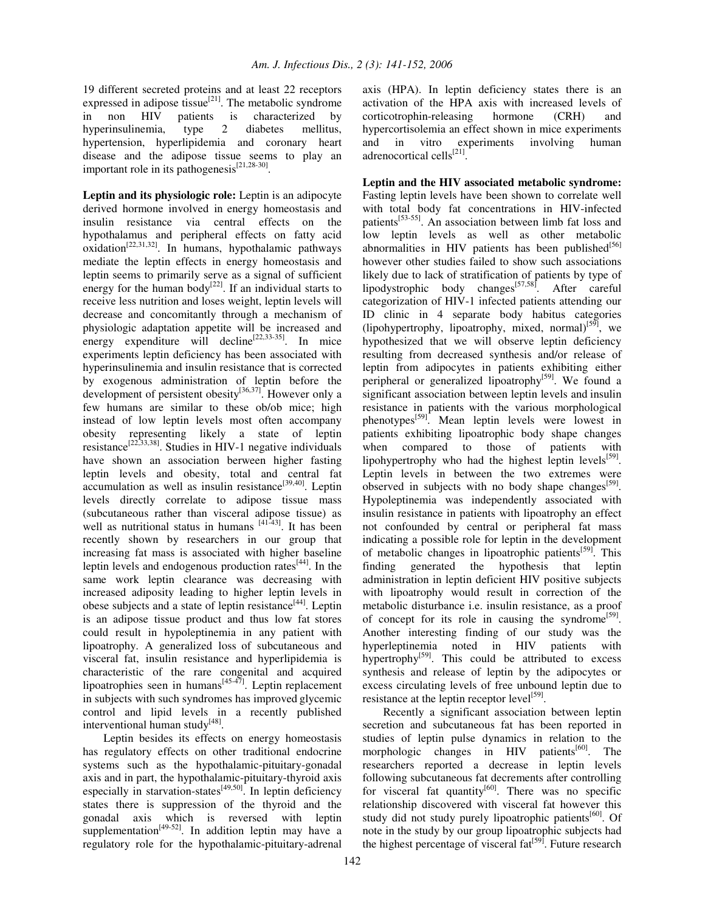19 different secreted proteins and at least 22 receptors expressed in adipose tissue[21]. The metabolic syndrome in non HIV patients is characterized by hyperinsulinemia, type 2 diabetes mellitus, hypertension, hyperlipidemia and coronary heart disease and the adipose tissue seems to play an important role in its pathogenesis[21,28-30].

**Leptin and its physiologic role:** Leptin is an adipocyte derived hormone involved in energy homeostasis and insulin resistance via central effects on the hypothalamus and peripheral effects on fatty acid oxidation[22,31,32]. In humans, hypothalamic pathways mediate the leptin effects in energy homeostasis and leptin seems to primarily serve as a signal of sufficient energy for the human body[22]. If an individual starts to receive less nutrition and loses weight, leptin levels will decrease and concomitantly through a mechanism of physiologic adaptation appetite will be increased and energy expenditure will decline[22,33-35]. In mice experiments leptin deficiency has been associated with hyperinsulinemia and insulin resistance that is corrected by exogenous administration of leptin before the development of persistent obesity[36,37]. However only a few humans are similar to these ob/ob mice; high instead of low leptin levels most often accompany obesity representing likely a state of leptin resistance[22,33,38]. Studies in HIV-1 negative individuals have shown an association berween higher fasting leptin levels and obesity, total and central fat accumulation as well as insulin resistance[39,40]. Leptin levels directly correlate to adipose tissue mass (subcutaneous rather than visceral adipose tissue) as well as nutritional status in humans [41-43]. It has been recently shown by researchers in our group that increasing fat mass is associated with higher baseline leptin levels and endogenous production rates[44]. In the same work leptin clearance was decreasing with increased adiposity leading to higher leptin levels in obese subjects and a state of leptin resistance[44]. Leptin is an adipose tissue product and thus low fat stores could result in hypoleptinemia in any patient with lipoatrophy. A generalized loss of subcutaneous and visceral fat, insulin resistance and hyperlipidemia is characteristic of the rare congenital and acquired lipoatrophies seen in humans[45-47]. Leptin replacement in subjects with such syndromes has improved glycemic control and lipid levels in a recently published interventional human study[48].

Leptin besides its effects on energy homeostasis has regulatory effects on other traditional endocrine systems such as the hypothalamic-pituitary-gonadal axis and in part, the hypothalamic-pituitary-thyroid axis especially in starvation-states[49,50]. In leptin deficiency states there is suppression of the thyroid and the gonadal axis which is reversed with leptin supplementation[49-52]. In addition leptin may have a regulatory role for the hypothalamic-pituitary-adrenal axis (HPA). In leptin deficiency states there is an activation of the HPA axis with increased levels of corticotrophin-releasing hormone (CRH) and hypercortisolemia an effect shown in mice experiments and in vitro experiments involving human adrenocortical cells[21].

**Leptin and the HIV associated metabolic syndrome:** Fasting leptin levels have been shown to correlate well with total body fat concentrations in HIV-infected patients[53-55]. An association between limb fat loss and low leptin levels as well as other metabolic abnormalities in HIV patients has been published[56] however other studies failed to show such associations likely due to lack of stratification of patients by type of lipodystrophic body changes[57,58]. After careful categorization of HIV-1 infected patients attending our ID clinic in 4 separate body habitus categories (lipohypertrophy, lipoatrophy, mixed, normal)[59], we hypothesized that we will observe leptin deficiency resulting from decreased synthesis and/or release of leptin from adipocytes in patients exhibiting either peripheral or generalized lipoatrophy[59]. We found a significant association between leptin levels and insulin resistance in patients with the various morphological phenotypes[59]. Mean leptin levels were lowest in patients exhibiting lipoatrophic body shape changes when compared to those of patients with lipohypertrophy who had the highest leptin levels[59]. Leptin levels in between the two extremes were observed in subjects with no body shape changes[59]. Hypoleptinemia was independently associated with insulin resistance in patients with lipoatrophy an effect not confounded by central or peripheral fat mass indicating a possible role for leptin in the development of metabolic changes in lipoatrophic patients[59]. This finding generated the hypothesis that leptin administration in leptin deficient HIV positive subjects with lipoatrophy would result in correction of the metabolic disturbance i.e. insulin resistance, as a proof of concept for its role in causing the syndrome[59]. Another interesting finding of our study was the hyperleptinemia noted in HIV patients with hypertrophy[59]. This could be attributed to excess synthesis and release of leptin by the adipocytes or excess circulating levels of free unbound leptin due to resistance at the leptin receptor level[59].

Recently a significant association between leptin secretion and subcutaneous fat has been reported in studies of leptin pulse dynamics in relation to the morphologic changes in HIV patients[60]. The researchers reported a decrease in leptin levels following subcutaneous fat decrements after controlling for visceral fat quantity[60]. There was no specific relationship discovered with visceral fat however this study did not study purely lipoatrophic patients[60]. Of note in the study by our group lipoatrophic subjects had the highest percentage of visceral fat[59]. Future research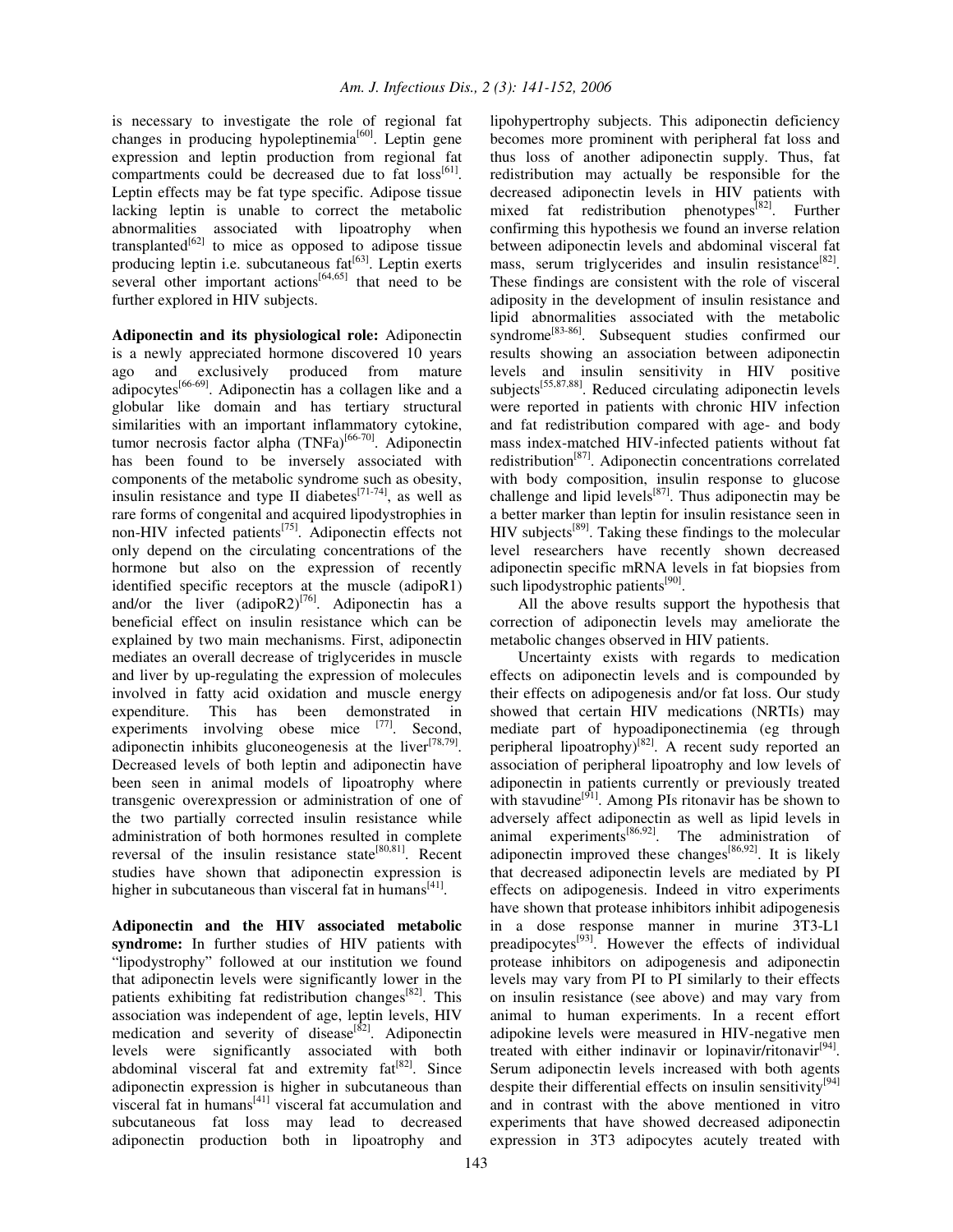is necessary to investigate the role of regional fat changes in producing hypoleptinemia[60]. Leptin gene expression and leptin production from regional fat compartments could be decreased due to fat loss[61]. Leptin effects may be fat type specific. Adipose tissue lacking leptin is unable to correct the metabolic abnormalities associated with lipoatrophy when transplanted[62] to mice as opposed to adipose tissue producing leptin i.e. subcutaneous fat[63]. Leptin exerts several other important actions[64,65] that need to be further explored in HIV subjects.

**Adiponectin and its physiological role:** Adiponectin is a newly appreciated hormone discovered 10 years ago and exclusively produced from mature adipocytes[66-69]. Adiponectin has a collagen like and a globular like domain and has tertiary structural similarities with an important inflammatory cytokine, tumor necrosis factor alpha (TNFa)[66-70]. Adiponectin has been found to be inversely associated with components of the metabolic syndrome such as obesity, insulin resistance and type II diabetes[71-74], as well as rare forms of congenital and acquired lipodystrophies in non-HIV infected patients[75]. Adiponectin effects not only depend on the circulating concentrations of the hormone but also on the expression of recently identified specific receptors at the muscle (adipoR1) and/or the liver (adipoR2)[76]. Adiponectin has a beneficial effect on insulin resistance which can be explained by two main mechanisms. First, adiponectin mediates an overall decrease of triglycerides in muscle and liver by up-regulating the expression of molecules involved in fatty acid oxidation and muscle energy expenditure. This has been demonstrated in experiments involving obese mice [77]. Second, adiponectin inhibits gluconeogenesis at the liver[78,79]. Decreased levels of both leptin and adiponectin have been seen in animal models of lipoatrophy where transgenic overexpression or administration of one of the two partially corrected insulin resistance while administration of both hormones resulted in complete reversal of the insulin resistance state[80,81]. Recent studies have shown that adiponectin expression is higher in subcutaneous than visceral fat in humans[41].

**Adiponectin and the HIV associated metabolic syndrome:** In further studies of HIV patients with "lipodystrophy" followed at our institution we found that adiponectin levels were significantly lower in the patients exhibiting fat redistribution changes[82]. This association was independent of age, leptin levels, HIV medication and severity of disease[82]. Adiponectin levels were significantly associated with both abdominal visceral fat and extremity fat[82]. Since adiponectin expression is higher in subcutaneous than visceral fat in humans[41] visceral fat accumulation and subcutaneous fat loss may lead to decreased adiponectin production both in lipoatrophy and lipohypertrophy subjects. This adiponectin deficiency becomes more prominent with peripheral fat loss and thus loss of another adiponectin supply. Thus, fat redistribution may actually be responsible for the decreased adiponectin levels in HIV patients with mixed fat redistribution phenotypes[82]. Further confirming this hypothesis we found an inverse relation between adiponectin levels and abdominal visceral fat mass, serum triglycerides and insulin resistance[82]. These findings are consistent with the role of visceral adiposity in the development of insulin resistance and lipid abnormalities associated with the metabolic syndrome[83-86]. Subsequent studies confirmed our results showing an association between adiponectin levels and insulin sensitivity in HIV positive subjects[55,87,88]. Reduced circulating adiponectin levels were reported in patients with chronic HIV infection and fat redistribution compared with age- and body mass index-matched HIV-infected patients without fat redistribution[87]. Adiponectin concentrations correlated with body composition, insulin response to glucose challenge and lipid levels[87]. Thus adiponectin may be a better marker than leptin for insulin resistance seen in HIV subjects[89]. Taking these findings to the molecular level researchers have recently shown decreased adiponectin specific mRNA levels in fat biopsies from such lipodystrophic patients[90].

All the above results support the hypothesis that correction of adiponectin levels may ameliorate the metabolic changes observed in HIV patients.

Uncertainty exists with regards to medication effects on adiponectin levels and is compounded by their effects on adipogenesis and/or fat loss. Our study showed that certain HIV medications (NRTIs) may mediate part of hypoadiponectinemia (eg through peripheral lipoatrophy)[82]. A recent sudy reported an association of peripheral lipoatrophy and low levels of adiponectin in patients currently or previously treated with stavudine[91]. Among PIs ritonavir has be shown to adversely affect adiponectin as well as lipid levels in animal experiments[86,92]. The administration of adiponectin improved these changes[86,92]. It is likely that decreased adiponectin levels are mediated by PI effects on adipogenesis. Indeed in vitro experiments have shown that protease inhibitors inhibit adipogenesis in a dose response manner in murine 3T3-L1 preadipocytes[93]. However the effects of individual protease inhibitors on adipogenesis and adiponectin levels may vary from PI to PI similarly to their effects on insulin resistance (see above) and may vary from animal to human experiments. In a recent effort adipokine levels were measured in HIV-negative men treated with either indinavir or lopinavir/ritonavir[94]. Serum adiponectin levels increased with both agents despite their differential effects on insulin sensitivity[94] and in contrast with the above mentioned in vitro experiments that have showed decreased adiponectin expression in 3T3 adipocytes acutely treated with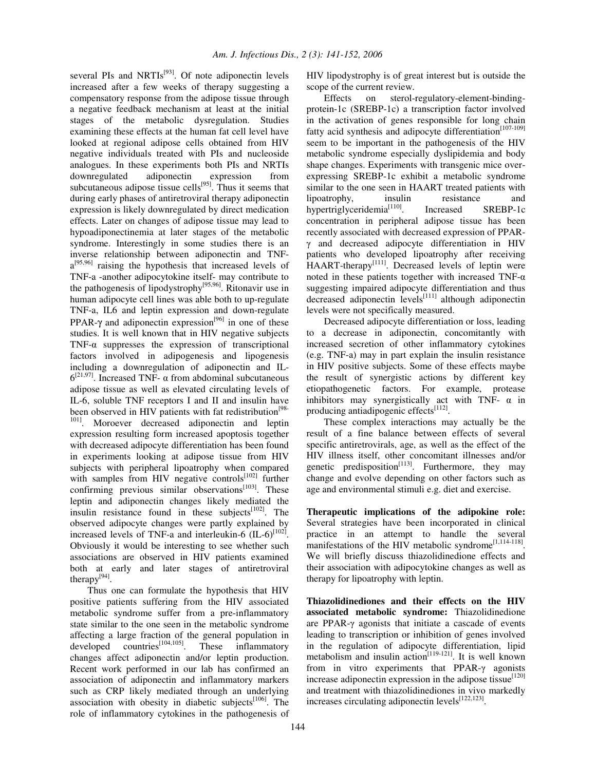several PIs and NRTIs[93]. Of note adiponectin levels increased after a few weeks of therapy suggesting a compensatory response from the adipose tissue through a negative feedback mechanism at least at the initial stages of the metabolic dysregulation. Studies examining these effects at the human fat cell level have looked at regional adipose cells obtained from HIV negative individuals treated with PIs and nucleoside analogues. In these experiments both PIs and NRTIs downregulated adiponectin expression from subcutaneous adipose tissue cells[95]. Thus it seems that during early phases of antiretroviral therapy adiponectin expression is likely downregulated by direct medication effects. Later on changes of adipose tissue may lead to hypoadiponectinemia at later stages of the metabolic syndrome. Interestingly in some studies there is an inverse relationship between adiponectin and TNF-a[95,96] raising the hypothesis that increased levels of TNF-a -another adipocytokine itself- may contribute to the pathogenesis of lipodystrophy[95,96]. Ritonavir use in human adipocyte cell lines was able both to up-regulate TNF-a, IL6 and leptin expression and down-regulate PPAR-γ and adiponectin expression[96] in one of these studies. It is well known that in HIV negative subjects TNF-α suppresses the expression of transcriptional factors involved in adipogenesis and lipogenesis including a downregulation of adiponectin and IL-6[21,97]. Increased TNF- α from abdominal subcutaneous adipose tissue as well as elevated circulating levels of IL-6, soluble TNF receptors I and II and insulin have been observed in HIV patients with fat redistribution[98-101]. Moroever decreased adiponectin and leptin expression resulting form increased apoptosis together with decreased adipocyte differentiation has been found in experiments looking at adipose tissue from HIV subjects with peripheral lipoatrophy when compared with samples from HIV negative controls[102] further confirming previous similar observations[103]. These leptin and adiponectin changes likely mediated the insulin resistance found in these subjects[102]. The observed adipocyte changes were partly explained by increased levels of TNF-a and interleukin-6 (IL-6)[102]. Obviously it would be interesting to see whether such associations are observed in HIV patients examined both at early and later stages of antiretroviral therapy[94].

Thus one can formulate the hypothesis that HIV positive patients suffering from the HIV associated metabolic syndrome suffer from a pre-inflammatory state similar to the one seen in the metabolic syndrome affecting a large fraction of the general population in developed countries[104,105]. These inflammatory changes affect adiponectin and/or leptin production. Recent work performed in our lab has confirmed an association of adiponectin and inflammatory markers such as CRP likely mediated through an underlying association with obesity in diabetic subjects[106]. The role of inflammatory cytokines in the pathogenesis of HIV lipodystrophy is of great interest but is outside the scope of the current review.

Effects on sterol-regulatory-element-binding-protein-1c (SREBP-1c) a transcription factor involved in the activation of genes responsible for long chain fatty acid synthesis and adipocyte differentiation[107-109] seem to be important in the pathogenesis of the HIV metabolic syndrome especially dyslipidemia and body shape changes. Experiments with transgenic mice over-expressing SREBP-1c exhibit a metabolic syndrome similar to the one seen in HAART treated patients with lipoatrophy, insulin resistance and hypertriglyceridemia[110]. Increased SREBP-1c concentration in peripheral adipose tissue has been recently associated with decreased expression of PPAR-γ and decreased adipocyte differentiation in HIV patients who developed lipoatrophy after receiving HAART-therapy[111]. Decreased levels of leptin were noted in these patients together with increased TNF-α suggesting impaired adipocyte differentiation and thus decreased adiponectin levels[111] although adiponectin levels were not specifically measured.

Decreased adipocyte differentiation or loss, leading to a decrease in adiponectin, concomitantly with increased secretion of other inflammatory cytokines (e.g. TNF-a) may in part explain the insulin resistance in HIV positive subjects. Some of these effects maybe the result of synergistic actions by different key etiopathogenetic factors. For example, protease inhibitors may synergistically act with TNF- α in producing antiadipogenic effects[112].

These complex interactions may actually be the result of a fine balance between effects of several specific antiretrovirals, age, as well as the effect of the HIV illness itself, other concomitant illnesses and/or genetic predisposition[113]. Furthermore, they may change and evolve depending on other factors such as age and environmental stimuli e.g. diet and exercise.

**Therapeutic implications of the adipokine role:** Several strategies have been incorporated in clinical practice in an attempt to handle the several manifestations of the HIV metabolic syndrome[1,114-118]. We will briefly discuss thiazolidinedione effects and their association with adipocytokine changes as well as therapy for lipoatrophy with leptin.

**Thiazolidinediones and their effects on the HIV associated metabolic syndrome:** Thiazolidinedione are PPAR-γ agonists that initiate a cascade of events leading to transcription or inhibition of genes involved in the regulation of adipocyte differentiation, lipid metabolism and insulin action[119-121]. It is well known from in vitro experiments that PPAR-γ agonists increase adiponectin expression in the adipose tissue[120] and treatment with thiazolidinediones in vivo markedly increases circulating adiponectin levels[122,123].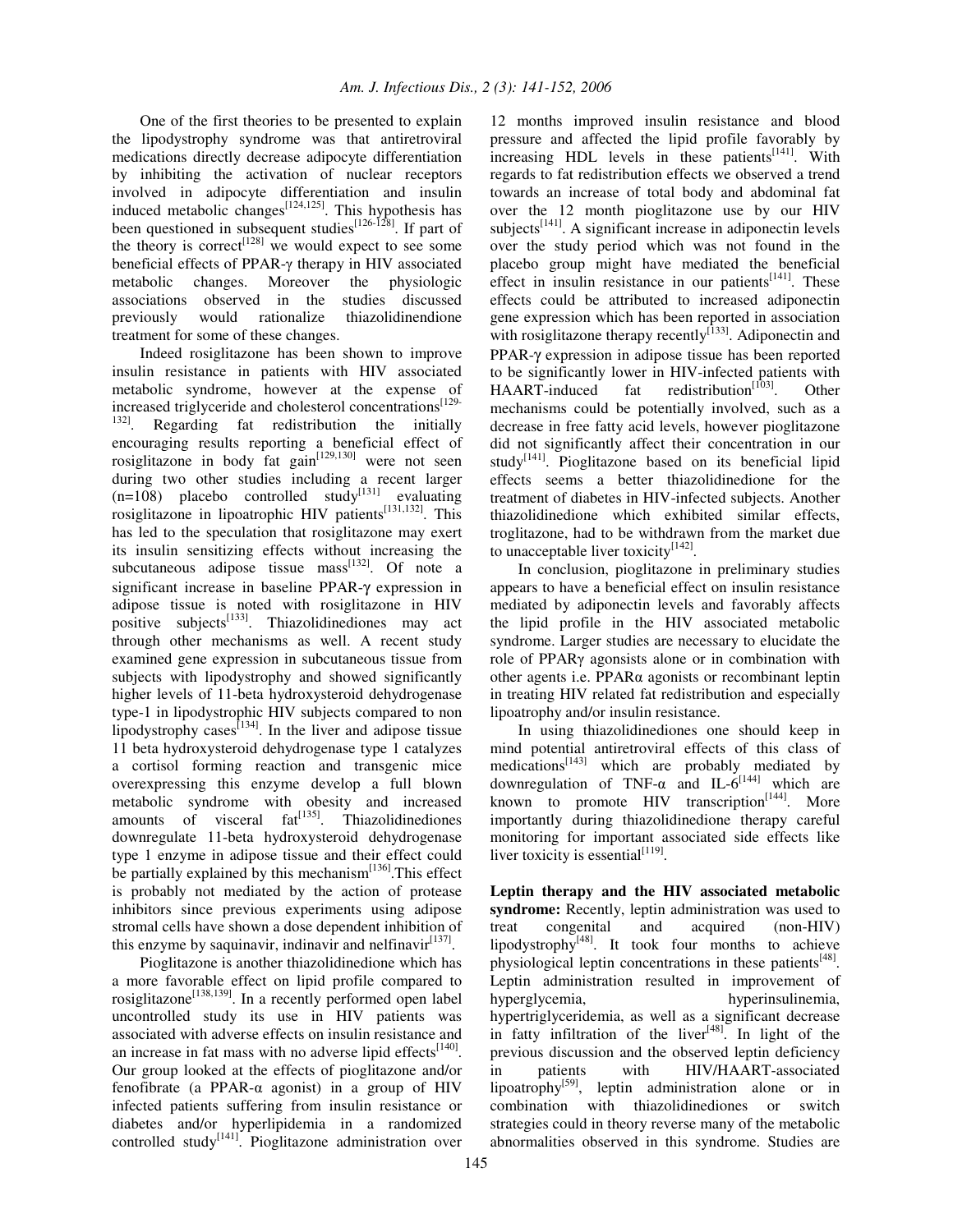One of the first theories to be presented to explain the lipodystrophy syndrome was that antiretroviral medications directly decrease adipocyte differentiation by inhibiting the activation of nuclear receptors involved in adipocyte differentiation and insulin induced metabolic changes[124,125]. This hypothesis has been questioned in subsequent studies[126-128]. If part of the theory is correct[128] we would expect to see some beneficial effects of PPAR-γ therapy in HIV associated metabolic changes. Moreover the physiologic associations observed in the studies discussed previously would rationalize thiazolidinendione treatment for some of these changes.

Indeed rosiglitazone has been shown to improve insulin resistance in patients with HIV associated metabolic syndrome, however at the expense of increased triglyceride and cholesterol concentrations[129-132]. Regarding fat redistribution the initially encouraging results reporting a beneficial effect of rosiglitazone in body fat gain[129,130] were not seen during two other studies including a recent larger (n=108) placebo controlled study[131] evaluating rosiglitazone in lipoatrophic HIV patients[131,132]. This has led to the speculation that rosiglitazone may exert its insulin sensitizing effects without increasing the subcutaneous adipose tissue mass[132]. Of note a significant increase in baseline PPAR-γ expression in adipose tissue is noted with rosiglitazone in HIV positive subjects[133]. Thiazolidinediones may act through other mechanisms as well. A recent study examined gene expression in subcutaneous tissue from subjects with lipodystrophy and showed significantly higher levels of 11-beta hydroxysteroid dehydrogenase type-1 in lipodystrophic HIV subjects compared to non lipodystrophy cases[134]. In the liver and adipose tissue 11 beta hydroxysteroid dehydrogenase type 1 catalyzes a cortisol forming reaction and transgenic mice overexpressing this enzyme develop a full blown metabolic syndrome with obesity and increased amounts of visceral fat[135]. Thiazolidinediones downregulate 11-beta hydroxysteroid dehydrogenase type 1 enzyme in adipose tissue and their effect could be partially explained by this mechanism[136].This effect is probably not mediated by the action of protease inhibitors since previous experiments using adipose stromal cells have shown a dose dependent inhibition of this enzyme by saquinavir, indinavir and nelfinavir[137].

Pioglitazone is another thiazolidinedione which has a more favorable effect on lipid profile compared to rosiglitazone[138,139]. In a recently performed open label uncontrolled study its use in HIV patients was associated with adverse effects on insulin resistance and an increase in fat mass with no adverse lipid effects[140]. Our group looked at the effects of pioglitazone and/or fenofibrate (a PPAR-α agonist) in a group of HIV infected patients suffering from insulin resistance or diabetes and/or hyperlipidemia in a randomized controlled study[141]. Pioglitazone administration over 12 months improved insulin resistance and blood pressure and affected the lipid profile favorably by increasing HDL levels in these patients[141]. With regards to fat redistribution effects we observed a trend towards an increase of total body and abdominal fat over the 12 month pioglitazone use by our HIV subjects[141]. A significant increase in adiponectin levels over the study period which was not found in the placebo group might have mediated the beneficial effect in insulin resistance in our patients[141]. These effects could be attributed to increased adiponectin gene expression which has been reported in association with rosiglitazone therapy recently[133]. Adiponectin and PPAR-γ expression in adipose tissue has been reported to be significantly lower in HIV-infected patients with HAART-induced fat redistribution[103]. Other mechanisms could be potentially involved, such as a decrease in free fatty acid levels, however pioglitazone did not significantly affect their concentration in our study[141]. Pioglitazone based on its beneficial lipid effects seems a better thiazolidinedione for the treatment of diabetes in HIV-infected subjects. Another thiazolidinedione which exhibited similar effects, troglitazone, had to be withdrawn from the market due to unacceptable liver toxicity[142].

In conclusion, pioglitazone in preliminary studies appears to have a beneficial effect on insulin resistance mediated by adiponectin levels and favorably affects the lipid profile in the HIV associated metabolic syndrome. Larger studies are necessary to elucidate the role of PPARγ agonsists alone or in combination with other agents i.e. PPARα agonists or recombinant leptin in treating HIV related fat redistribution and especially lipoatrophy and/or insulin resistance.

In using thiazolidinediones one should keep in mind potential antiretroviral effects of this class of medications[143] which are probably mediated by downregulation of TNF-α and IL-6[144] which are known to promote HIV transcription[144]. More importantly during thiazolidinedione therapy careful monitoring for important associated side effects like liver toxicity is essential[119].

**Leptin therapy and the HIV associated metabolic syndrome:** Recently, leptin administration was used to treat congenital and acquired (non-HIV) lipodystrophy[48]. It took four months to achieve physiological leptin concentrations in these patients[48]. Leptin administration resulted in improvement of hyperglycemia, hyperinsulinemia, hypertriglyceridemia, as well as a significant decrease in fatty infiltration of the liver[48]. In light of the previous discussion and the observed leptin deficiency in patients with HIV/HAART-associated lipoatrophy[59], leptin administration alone or in combination with thiazolidinediones or switch strategies could in theory reverse many of the metabolic abnormalities observed in this syndrome. Studies are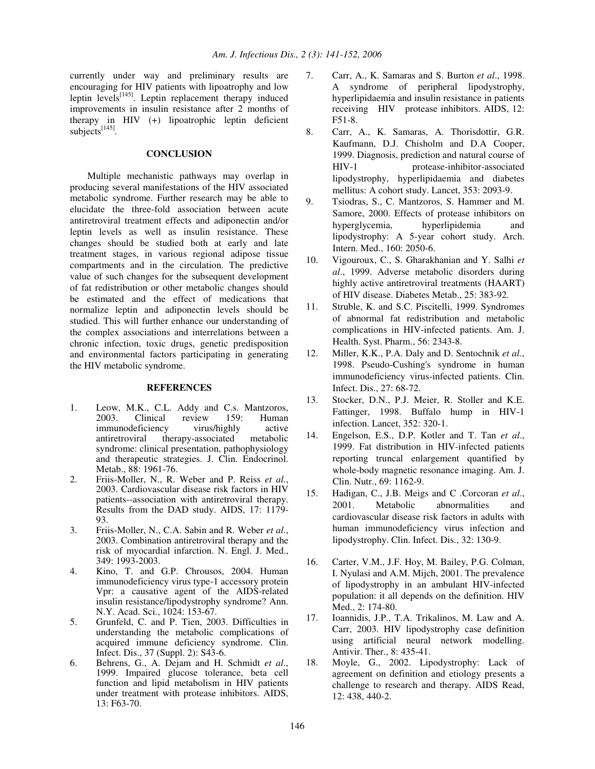currently under way and preliminary results are encouraging for HIV patients with lipoatrophy and low leptin levels[145]. Leptin replacement therapy induced improvements in insulin resistance after 2 months of therapy in HIV (+) lipoatrophic leptin deficient subjects[145].

## CONCLUSION

Multiple mechanistic pathways may overlap in producing several manifestations of the HIV associated metabolic syndrome. Further research may be able to elucidate the three-fold association between acute antiretroviral treatment effects and adiponectin and/or leptin levels as well as insulin resistance. These changes should be studied both at early and late treatment stages, in various regional adipose tissue compartments and in the circulation. The predictive value of such changes for the subsequent development of fat redistribution or other metabolic changes should be estimated and the effect of medications that normalize leptin and adiponectin levels should be studied. This will further enhance our understanding of the complex associations and interrelations between a chronic infection, toxic drugs, genetic predisposition and environmental factors participating in generating the HIV metabolic syndrome.

## REFERENCES

1. Leow, M.K., C.L. Addy and C.s. Mantzoros, 2003. Clinical review 159: Human immunodeficiency virus/highly active antiretroviral therapy-associated metabolic syndrome: clinical presentation, pathophysiology and therapeutic strategies. J. Clin. Endocrinol. Metab., 88: 1961-76.
2. Friis-Moller, N., R. Weber and P. Reiss *et al.*, 2003. Cardiovascular disease risk factors in HIV patients--association with antiretroviral therapy. Results from the DAD study. AIDS, 17: 1179-93.
3. Friis-Moller, N., C.A. Sabin and R. Weber *et al*., 2003. Combination antiretroviral therapy and the risk of myocardial infarction. N. Engl. J. Med., 349: 1993-2003.
4. Kino, T. and G.P. Chrousos, 2004. Human immunodeficiency virus type-1 accessory protein Vpr: a causative agent of the AIDS-related insulin resistance/lipodystrophy syndrome? Ann. N.Y. Acad. Sci., 1024: 153-67.
5. Grunfeld, C. and P. Tien, 2003. Difficulties in understanding the metabolic complications of acquired immune deficiency syndrome. Clin. Infect. Dis., 37 (Suppl. 2): S43-6.
6. Behrens, G., A. Dejam and H. Schmidt *et al*., 1999. Impaired glucose tolerance, beta cell function and lipid metabolism in HIV patients under treatment with protease inhibitors. AIDS, 13: F63-70.
7. Carr, A., K. Samaras and S. Burton *et al*., 1998. A syndrome of peripheral lipodystrophy, hyperlipidaemia and insulin resistance in patients receiving HIV protease inhibitors. AIDS, 12: F51-8.
8. Carr, A., K. Samaras, A. Thorisdottir, G.R. Kaufmann, D.J. Chisholm and D.A Cooper, 1999. Diagnosis, prediction and natural course of HIV-1 protease-inhibitor-associated lipodystrophy, hyperlipidaemia and diabetes mellitus: A cohort study. Lancet, 353: 2093-9.
9. Tsiodras, S., C. Mantzoros, S. Hammer and M. Samore, 2000. Effects of protease inhibitors on hyperglycemia, hyperlipidemia and lipodystrophy: A 5-year cohort study. Arch. Intern. Med., 160: 2050-6.
10. Vigouroux, C., S. Gharakhanian and Y. Salhi *et al*., 1999. Adverse metabolic disorders during highly active antiretroviral treatments (HAART) of HIV disease. Diabetes Metab., 25: 383-92.
11. Struble, K. and S.C. Piscitelli, 1999. Syndromes of abnormal fat redistribution and metabolic complications in HIV-infected patients. Am. J. Health. Syst. Pharm., 56: 2343-8.
12. Miller, K.K., P.A. Daly and D. Sentochnik *et al.*, 1998. Pseudo-Cushing's syndrome in human immunodeficiency virus-infected patients. Clin. Infect. Dis., 27: 68-72.
13. Stocker, D.N., P.J. Meier, R. Stoller and K.E. Fattinger, 1998. Buffalo hump in HIV-1 infection. Lancet, 352: 320-1.
14. Engelson, E.S., D.P. Kotler and T. Tan *et al*., 1999. Fat distribution in HIV-infected patients reporting truncal enlargement quantified by whole-body magnetic resonance imaging. Am. J. Clin. Nutr., 69: 1162-9.
15. Hadigan, C., J.B. Meigs and C .Corcoran *et al*., 2001. Metabolic abnormalities and cardiovascular disease risk factors in adults with human immunodeficiency virus infection and lipodystrophy. Clin. Infect. Dis., 32: 130-9.
16. Carter, V.M., J.F. Hoy, M. Bailey, P.G. Colman, I. Nyulasi and A.M. Mijch, 2001. The prevalence of lipodystrophy in an ambulant HIV-infected population: it all depends on the definition. HIV Med., 2: 174-80.
17. Ioannidis, J.P., T.A. Trikalinos, M. Law and A. Carr, 2003. HIV lipodystrophy case definition using artificial neural network modelling. Antivir. Ther., 8: 435-41.
18. Moyle, G., 2002. Lipodystrophy: Lack of agreement on definition and etiology presents a challenge to research and therapy. AIDS Read, 12: 438, 440-2.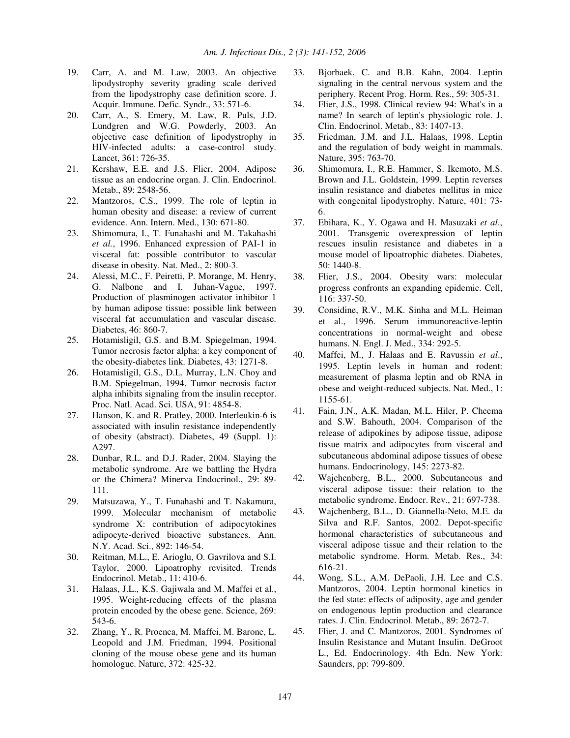19. Carr, A. and M. Law, 2003. An objective lipodystrophy severity grading scale derived from the lipodystrophy case definition score. J. Acquir. Immune. Defic. Syndr., 33: 571-6.
20. Carr, A., S. Emery, M. Law, R. Puls, J.D. Lundgren and W.G. Powderly, 2003. An objective case definition of lipodystrophy in HIV-infected adults: a case-control study. Lancet, 361: 726-35.
21. Kershaw, E.E. and J.S. Flier, 2004. Adipose tissue as an endocrine organ. J. Clin. Endocrinol. Metab., 89: 2548-56.
22. Mantzoros, C.S., 1999. The role of leptin in human obesity and disease: a review of current evidence. Ann. Intern. Med., 130: 671-80.
23. Shimomura, I., T. Funahashi and M. Takahashi *et al.*, 1996. Enhanced expression of PAI-1 in visceral fat: possible contributor to vascular disease in obesity. Nat. Med., 2: 800-3.
24. Alessi, M.C., F. Peiretti, P. Morange, M. Henry, G. Nalbone and I. Juhan-Vague, 1997. Production of plasminogen activator inhibitor 1 by human adipose tissue: possible link between visceral fat accumulation and vascular disease. Diabetes, 46: 860-7.
25. Hotamisligil, G.S. and B.M. Spiegelman, 1994. Tumor necrosis factor alpha: a key component of the obesity-diabetes link. Diabetes, 43: 1271-8.
26. Hotamisligil, G.S., D.L. Murray, L.N. Choy and B.M. Spiegelman, 1994. Tumor necrosis factor alpha inhibits signaling from the insulin receptor. Proc. Natl. Acad. Sci. USA, 91: 4854-8.
27. Hanson, K. and R. Pratley, 2000. Interleukin-6 is associated with insulin resistance independently of obesity (abstract). Diabetes, 49 (Suppl. 1): A297.
28. Dunbar, R.L. and D.J. Rader, 2004. Slaying the metabolic syndrome. Are we battling the Hydra or the Chimera? Minerva Endocrinol., 29: 89-111.
29. Matsuzawa, Y., T. Funahashi and T. Nakamura, 1999. Molecular mechanism of metabolic syndrome X: contribution of adipocytokines adipocyte-derived bioactive substances. Ann. N.Y. Acad. Sci., 892: 146-54.
30. Reitman, M.L., E. Arioglu, O. Gavrilova and S.I. Taylor, 2000. Lipoatrophy revisited. Trends Endocrinol. Metab., 11: 410-6.
31. Halaas, J.L., K.S. Gajiwala and M. Maffei et al., 1995. Weight-reducing effects of the plasma protein encoded by the obese gene. Science, 269: 543-6.
32. Zhang, Y., R. Proenca, M. Maffei, M. Barone, L. Leopold and J.M. Friedman, 1994. Positional cloning of the mouse obese gene and its human homologue. Nature, 372: 425-32.
33. Bjorbaek, C. and B.B. Kahn, 2004. Leptin signaling in the central nervous system and the periphery. Recent Prog. Horm. Res., 59: 305-31.
34. Flier, J.S., 1998. Clinical review 94: What's in a name? In search of leptin's physiologic role. J. Clin. Endocrinol. Metab., 83: 1407-13.
35. Friedman, J.M. and J.L. Halaas, 1998. Leptin and the regulation of body weight in mammals. Nature, 395: 763-70.
36. Shimomura, I., R.E. Hammer, S. Ikemoto, M.S. Brown and J.L. Goldstein, 1999. Leptin reverses insulin resistance and diabetes mellitus in mice with congenital lipodystrophy. Nature, 401: 73-6.
37. Ebihara, K., Y. Ogawa and H. Masuzaki *et al.*, 2001. Transgenic overexpression of leptin rescues insulin resistance and diabetes in a mouse model of lipoatrophic diabetes. Diabetes, 50: 1440-8.
38. Flier, J.S., 2004. Obesity wars: molecular progress confronts an expanding epidemic. Cell, 116: 337-50.
39. Considine, R.V., M.K. Sinha and M.L. Heiman et al., 1996. Serum immunoreactive-leptin concentrations in normal-weight and obese humans. N. Engl. J. Med., 334: 292-5.
40. Maffei, M., J. Halaas and E. Ravussin *et al.*, 1995. Leptin levels in human and rodent: measurement of plasma leptin and ob RNA in obese and weight-reduced subjects. Nat. Med., 1: 1155-61.
41. Fain, J.N., A.K. Madan, M.L. Hiler, P. Cheema and S.W. Bahouth, 2004. Comparison of the release of adipokines by adipose tissue, adipose tissue matrix and adipocytes from visceral and subcutaneous abdominal adipose tissues of obese humans. Endocrinology, 145: 2273-82.
42. Wajchenberg, B.L., 2000. Subcutaneous and visceral adipose tissue: their relation to the metabolic syndrome. Endocr. Rev., 21: 697-738.
43. Wajchenberg, B.L., D. Giannella-Neto, M.E. da Silva and R.F. Santos, 2002. Depot-specific hormonal characteristics of subcutaneous and visceral adipose tissue and their relation to the metabolic syndrome. Horm. Metab. Res., 34: 616-21.
44. Wong, S.L., A.M. DePaoli, J.H. Lee and C.S. Mantzoros, 2004. Leptin hormonal kinetics in the fed state: effects of adiposity, age and gender on endogenous leptin production and clearance rates. J. Clin. Endocrinol. Metab., 89: 2672-7.
45. Flier, J. and C. Mantzoros, 2001. Syndromes of Insulin Resistance and Mutant Insulin. DeGroot L., Ed. Endocrinology. 4th Edn. New York: Saunders, pp: 799-809.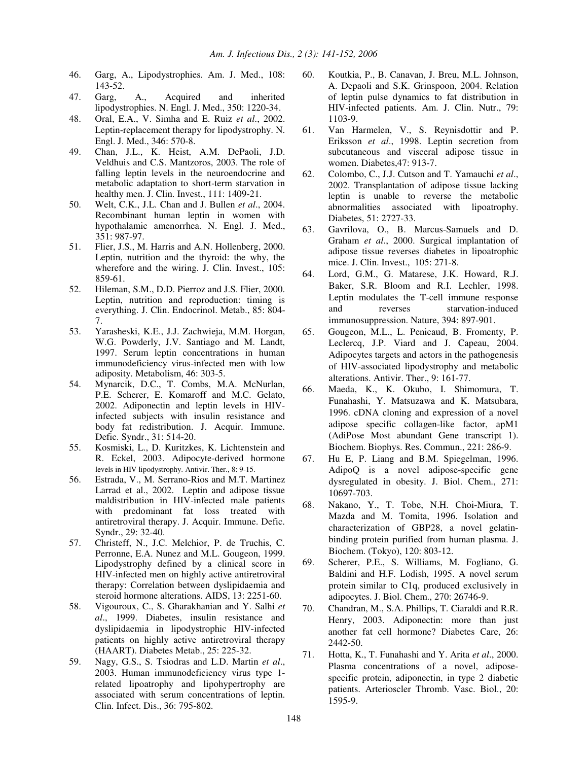46. Garg, A., Lipodystrophies. Am. J. Med., 108: 143-52.
47. Garg, A., Acquired and inherited lipodystrophies. N. Engl. J. Med., 350: 1220-34.
48. Oral, E.A., V. Simha and E. Ruiz *et al*., 2002. Leptin-replacement therapy for lipodystrophy. N. Engl. J. Med., 346: 570-8.
49. Chan, J.L., K. Heist, A.M. DePaoli, J.D. Veldhuis and C.S. Mantzoros, 2003. The role of falling leptin levels in the neuroendocrine and metabolic adaptation to short-term starvation in healthy men. J. Clin. Invest., 111: 1409-21.
50. Welt, C.K., J.L. Chan and J. Bullen *et al*., 2004. Recombinant human leptin in women with hypothalamic amenorrhea. N. Engl. J. Med., 351: 987-97.
51. Flier, J.S., M. Harris and A.N. Hollenberg, 2000. Leptin, nutrition and the thyroid: the why, the wherefore and the wiring. J. Clin. Invest., 105: 859-61.
52. Hileman, S.M., D.D. Pierroz and J.S. Flier, 2000. Leptin, nutrition and reproduction: timing is everything. J. Clin. Endocrinol. Metab., 85: 804-7.
53. Yarasheski, K.E., J.J. Zachwieja, M.M. Horgan, W.G. Powderly, J.V. Santiago and M. Landt, 1997. Serum leptin concentrations in human immunodeficiency virus-infected men with low adiposity. Metabolism, 46: 303-5.
54. Mynarcik, D.C., T. Combs, M.A. McNurlan, P.E. Scherer, E. Komaroff and M.C. Gelato, 2002. Adiponectin and leptin levels in HIV-infected subjects with insulin resistance and body fat redistribution. J. Acquir. Immune. Defic. Syndr., 31: 514-20.
55. Kosmiski, L., D. Kuritzkes, K. Lichtenstein and R. Eckel, 2003. Adipocyte-derived hormone levels in HIV lipodystrophy. Antivir. Ther., 8: 9-15.
56. Estrada, V., M. Serrano-Rios and M.T. Martinez Larrad et al., 2002. Leptin and adipose tissue maldistribution in HIV-infected male patients with predominant fat loss treated with antiretroviral therapy. J. Acquir. Immune. Defic. Syndr., 29: 32-40.
57. Christeff, N., J.C. Melchior, P. de Truchis, C. Perronne, E.A. Nunez and M.L. Gougeon, 1999. Lipodystrophy defined by a clinical score in HIV-infected men on highly active antiretroviral therapy: Correlation between dyslipidaemia and steroid hormone alterations. AIDS, 13: 2251-60.
58. Vigouroux, C., S. Gharakhanian and Y. Salhi *et al*., 1999. Diabetes, insulin resistance and dyslipidaemia in lipodystrophic HIV-infected patients on highly active antiretroviral therapy (HAART). Diabetes Metab., 25: 225-32.
59. Nagy, G.S., S. Tsiodras and L.D. Martin *et al*., 2003. Human immunodeficiency virus type 1-related lipoatrophy and lipohypertrophy are associated with serum concentrations of leptin. Clin. Infect. Dis., 36: 795-802.
60. Koutkia, P., B. Canavan, J. Breu, M.L. Johnson, A. Depaoli and S.K. Grinspoon, 2004. Relation of leptin pulse dynamics to fat distribution in HIV-infected patients. Am. J. Clin. Nutr., 79: 1103-9.
61. Van Harmelen, V., S. Reynisdottir and P. Eriksson *et al*., 1998. Leptin secretion from subcutaneous and visceral adipose tissue in women. Diabetes,47: 913-7.
62. Colombo, C., J.J. Cutson and T. Yamauchi *et al*., 2002. Transplantation of adipose tissue lacking leptin is unable to reverse the metabolic abnormalities associated with lipoatrophy. Diabetes, 51: 2727-33.
63. Gavrilova, O., B. Marcus-Samuels and D. Graham *et al*., 2000. Surgical implantation of adipose tissue reverses diabetes in lipoatrophic mice. J. Clin. Invest., 105: 271-8.
64. Lord, G.M., G. Matarese, J.K. Howard, R.J. Baker, S.R. Bloom and R.I. Lechler, 1998. Leptin modulates the T-cell immune response and reverses starvation-induced immunosuppression. Nature, 394: 897-901.
65. Gougeon, M.L., L. Penicaud, B. Fromenty, P. Leclercq, J.P. Viard and J. Capeau, 2004. Adipocytes targets and actors in the pathogenesis of HIV-associated lipodystrophy and metabolic alterations. Antivir. Ther., 9: 161-77.
66. Maeda, K., K. Okubo, I. Shimomura, T. Funahashi, Y. Matsuzawa and K. Matsubara, 1996. cDNA cloning and expression of a novel adipose specific collagen-like factor, apM1 (AdiPose Most abundant Gene transcript 1). Biochem. Biophys. Res. Commun., 221: 286-9.
67. Hu E, P. Liang and B.M. Spiegelman, 1996. AdipoQ is a novel adipose-specific gene dysregulated in obesity. J. Biol. Chem., 271: 10697-703.
68. Nakano, Y., T. Tobe, N.H. Choi-Miura, T. Mazda and M. Tomita, 1996. Isolation and characterization of GBP28, a novel gelatin-binding protein purified from human plasma. J. Biochem. (Tokyo), 120: 803-12.
69. Scherer, P.E., S. Williams, M. Fogliano, G. Baldini and H.F. Lodish, 1995. A novel serum protein similar to C1q, produced exclusively in adipocytes. J. Biol. Chem., 270: 26746-9.
70. Chandran, M., S.A. Phillips, T. Ciaraldi and R.R. Henry, 2003. Adiponectin: more than just another fat cell hormone? Diabetes Care, 26: 2442-50.
71. Hotta, K., T. Funahashi and Y. Arita *et al*., 2000. Plasma concentrations of a novel, adipose-specific protein, adiponectin, in type 2 diabetic patients. Arterioscler Thromb. Vasc. Biol., 20: 1595-9.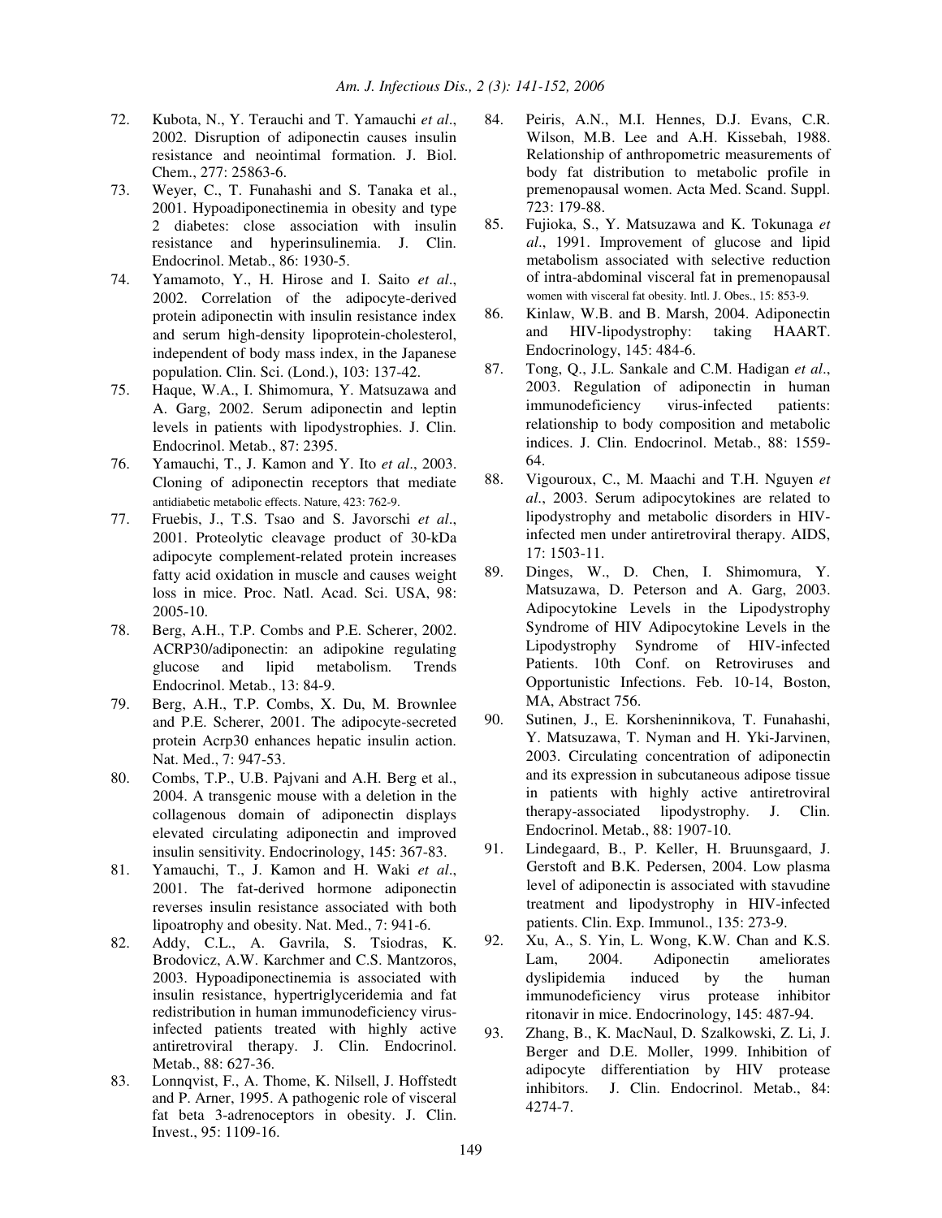72. Kubota, N., Y. Terauchi and T. Yamauchi *et al*., 2002. Disruption of adiponectin causes insulin resistance and neointimal formation. J. Biol. Chem., 277: 25863-6.
73. Weyer, C., T. Funahashi and S. Tanaka et al., 2001. Hypoadiponectinemia in obesity and type 2 diabetes: close association with insulin resistance and hyperinsulinemia. J. Clin. Endocrinol. Metab., 86: 1930-5.
74. Yamamoto, Y., H. Hirose and I. Saito *et al*., 2002. Correlation of the adipocyte-derived protein adiponectin with insulin resistance index and serum high-density lipoprotein-cholesterol, independent of body mass index, in the Japanese population. Clin. Sci. (Lond.), 103: 137-42.
75. Haque, W.A., I. Shimomura, Y. Matsuzawa and A. Garg, 2002. Serum adiponectin and leptin levels in patients with lipodystrophies. J. Clin. Endocrinol. Metab., 87: 2395.
76. Yamauchi, T., J. Kamon and Y. Ito *et al*., 2003. Cloning of adiponectin receptors that mediate antidiabetic metabolic effects. Nature, 423: 762-9.
77. Fruebis, J., T.S. Tsao and S. Javorschi *et al*., 2001. Proteolytic cleavage product of 30-kDa adipocyte complement-related protein increases fatty acid oxidation in muscle and causes weight loss in mice. Proc. Natl. Acad. Sci. USA, 98: 2005-10.
78. Berg, A.H., T.P. Combs and P.E. Scherer, 2002. ACRP30/adiponectin: an adipokine regulating glucose and lipid metabolism. Trends Endocrinol. Metab., 13: 84-9.
79. Berg, A.H., T.P. Combs, X. Du, M. Brownlee and P.E. Scherer, 2001. The adipocyte-secreted protein Acrp30 enhances hepatic insulin action. Nat. Med., 7: 947-53.
80. Combs, T.P., U.B. Pajvani and A.H. Berg et al., 2004. A transgenic mouse with a deletion in the collagenous domain of adiponectin displays elevated circulating adiponectin and improved insulin sensitivity. Endocrinology, 145: 367-83.
81. Yamauchi, T., J. Kamon and H. Waki *et al*., 2001. The fat-derived hormone adiponectin reverses insulin resistance associated with both lipoatrophy and obesity. Nat. Med., 7: 941-6.
82. Addy, C.L., A. Gavrila, S. Tsiodras, K. Brodovicz, A.W. Karchmer and C.S. Mantzoros, 2003. Hypoadiponectinemia is associated with insulin resistance, hypertriglyceridemia and fat redistribution in human immunodeficiency virus-infected patients treated with highly active antiretroviral therapy. J. Clin. Endocrinol. Metab., 88: 627-36.
83. Lonnqvist, F., A. Thome, K. Nilsell, J. Hoffstedt and P. Arner, 1995. A pathogenic role of visceral fat beta 3-adrenoceptors in obesity. J. Clin. Invest., 95: 1109-16.
84. Peiris, A.N., M.I. Hennes, D.J. Evans, C.R. Wilson, M.B. Lee and A.H. Kissebah, 1988. Relationship of anthropometric measurements of body fat distribution to metabolic profile in premenopausal women. Acta Med. Scand. Suppl. 723: 179-88.
85. Fujioka, S., Y. Matsuzawa and K. Tokunaga *et al*., 1991. Improvement of glucose and lipid metabolism associated with selective reduction of intra-abdominal visceral fat in premenopausal women with visceral fat obesity. Intl. J. Obes., 15: 853-9.
86. Kinlaw, W.B. and B. Marsh, 2004. Adiponectin and HIV-lipodystrophy: taking HAART. Endocrinology, 145: 484-6.
87. Tong, Q., J.L. Sankale and C.M. Hadigan *et al*., 2003. Regulation of adiponectin in human immunodeficiency virus-infected patients: relationship to body composition and metabolic indices. J. Clin. Endocrinol. Metab., 88: 1559-64.
88. Vigouroux, C., M. Maachi and T.H. Nguyen *et al*., 2003. Serum adipocytokines are related to lipodystrophy and metabolic disorders in HIV-infected men under antiretroviral therapy. AIDS, 17: 1503-11.
89. Dinges, W., D. Chen, I. Shimomura, Y. Matsuzawa, D. Peterson and A. Garg, 2003. Adipocytokine Levels in the Lipodystrophy Syndrome of HIV Adipocytokine Levels in the Lipodystrophy Syndrome of HIV-infected Patients. 10th Conf. on Retroviruses and Opportunistic Infections. Feb. 10-14, Boston, MA, Abstract 756.
90. Sutinen, J., E. Korsheninnikova, T. Funahashi, Y. Matsuzawa, T. Nyman and H. Yki-Jarvinen, 2003. Circulating concentration of adiponectin and its expression in subcutaneous adipose tissue in patients with highly active antiretroviral therapy-associated lipodystrophy. J. Clin. Endocrinol. Metab., 88: 1907-10.
91. Lindegaard, B., P. Keller, H. Bruunsgaard, J. Gerstoft and B.K. Pedersen, 2004. Low plasma level of adiponectin is associated with stavudine treatment and lipodystrophy in HIV-infected patients. Clin. Exp. Immunol., 135: 273-9.
92. Xu, A., S. Yin, L. Wong, K.W. Chan and K.S. Lam, 2004. Adiponectin ameliorates dyslipidemia induced by the human immunodeficiency virus protease inhibitor ritonavir in mice. Endocrinology, 145: 487-94.
93. Zhang, B., K. MacNaul, D. Szalkowski, Z. Li, J. Berger and D.E. Moller, 1999. Inhibition of adipocyte differentiation by HIV protease inhibitors. J. Clin. Endocrinol. Metab., 84: 4274-7.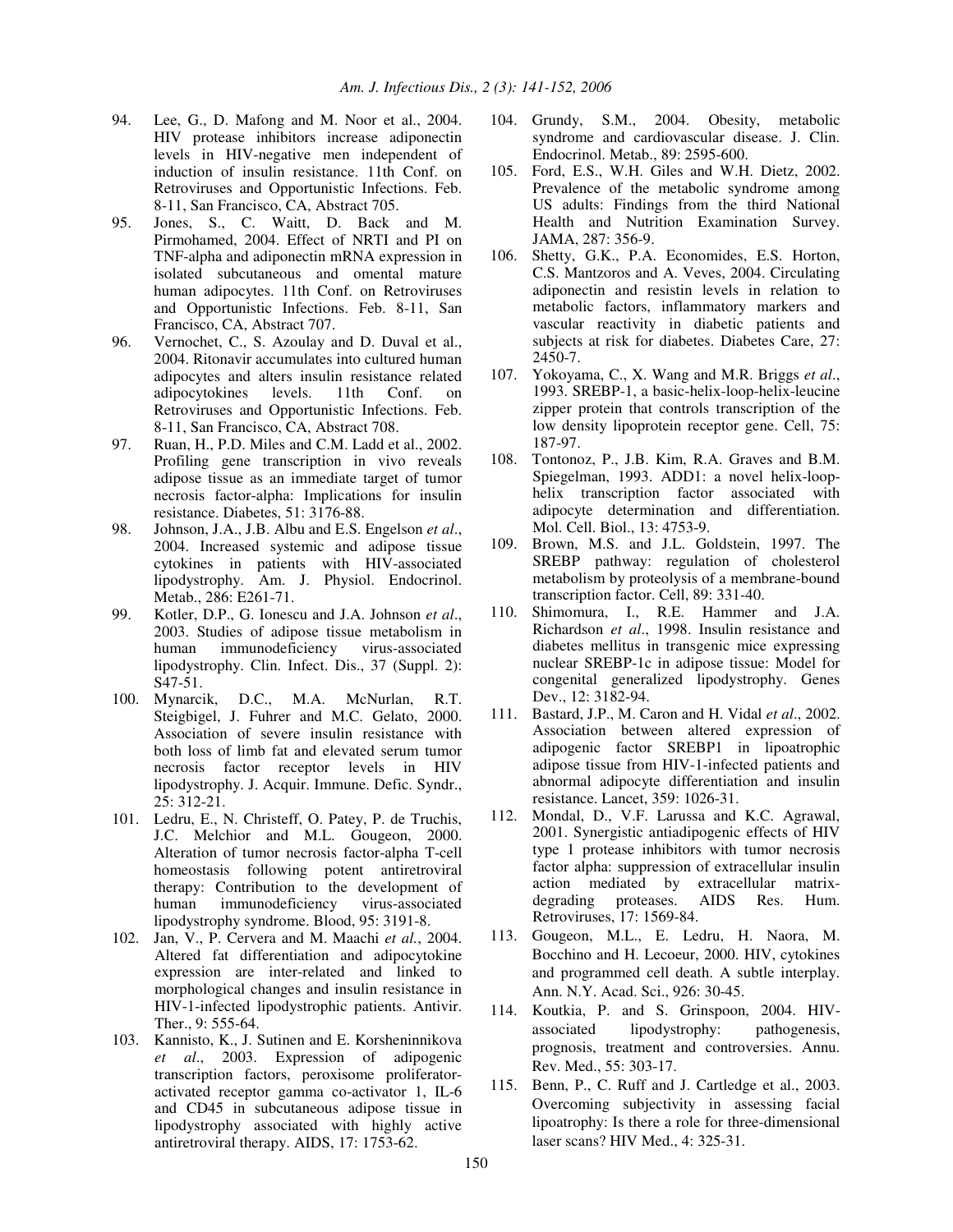94. Lee, G., D. Mafong and M. Noor et al., 2004. HIV protease inhibitors increase adiponectin levels in HIV-negative men independent of induction of insulin resistance. 11th Conf. on Retroviruses and Opportunistic Infections. Feb. 8-11, San Francisco, CA, Abstract 705.
95. Jones, S., C. Waitt, D. Back and M. Pirmohamed, 2004. Effect of NRTI and PI on TNF-alpha and adiponectin mRNA expression in isolated subcutaneous and omental mature human adipocytes. 11th Conf. on Retroviruses and Opportunistic Infections. Feb. 8-11, San Francisco, CA, Abstract 707.
96. Vernochet, C., S. Azoulay and D. Duval et al., 2004. Ritonavir accumulates into cultured human adipocytes and alters insulin resistance related adipocytokines levels. 11th Conf. on Retroviruses and Opportunistic Infections. Feb. 8-11, San Francisco, CA, Abstract 708.
97. Ruan, H., P.D. Miles and C.M. Ladd et al., 2002. Profiling gene transcription in vivo reveals adipose tissue as an immediate target of tumor necrosis factor-alpha: Implications for insulin resistance. Diabetes, 51: 3176-88.
98. Johnson, J.A., J.B. Albu and E.S. Engelson *et al*., 2004. Increased systemic and adipose tissue cytokines in patients with HIV-associated lipodystrophy. Am. J. Physiol. Endocrinol. Metab., 286: E261-71.
99. Kotler, D.P., G. Ionescu and J.A. Johnson *et al*., 2003. Studies of adipose tissue metabolism in human immunodeficiency virus-associated lipodystrophy. Clin. Infect. Dis., 37 (Suppl. 2): S47-51.
100. Mynarcik, D.C., M.A. McNurlan, R.T. Steigbigel, J. Fuhrer and M.C. Gelato, 2000. Association of severe insulin resistance with both loss of limb fat and elevated serum tumor necrosis factor receptor levels in HIV lipodystrophy. J. Acquir. Immune. Defic. Syndr., 25: 312-21.
101. Ledru, E., N. Christeff, O. Patey, P. de Truchis, J.C. Melchior and M.L. Gougeon, 2000. Alteration of tumor necrosis factor-alpha T-cell homeostasis following potent antiretroviral therapy: Contribution to the development of human immunodeficiency virus-associated lipodystrophy syndrome. Blood, 95: 3191-8.
102. Jan, V., P. Cervera and M. Maachi *et al*., 2004. Altered fat differentiation and adipocytokine expression are inter-related and linked to morphological changes and insulin resistance in HIV-1-infected lipodystrophic patients. Antivir. Ther., 9: 555-64.
103. Kannisto, K., J. Sutinen and E. Korsheninnikova *et al*., 2003. Expression of adipogenic transcription factors, peroxisome proliferator-activated receptor gamma co-activator 1, IL-6 and CD45 in subcutaneous adipose tissue in lipodystrophy associated with highly active antiretroviral therapy. AIDS, 17: 1753-62.
104. Grundy, S.M., 2004. Obesity, metabolic syndrome and cardiovascular disease. J. Clin. Endocrinol. Metab., 89: 2595-600.
105. Ford, E.S., W.H. Giles and W.H. Dietz, 2002. Prevalence of the metabolic syndrome among US adults: Findings from the third National Health and Nutrition Examination Survey. JAMA, 287: 356-9.
106. Shetty, G.K., P.A. Economides, E.S. Horton, C.S. Mantzoros and A. Veves, 2004. Circulating adiponectin and resistin levels in relation to metabolic factors, inflammatory markers and vascular reactivity in diabetic patients and subjects at risk for diabetes. Diabetes Care, 27: 2450-7.
107. Yokoyama, C., X. Wang and M.R. Briggs *et al*., 1993. SREBP-1, a basic-helix-loop-helix-leucine zipper protein that controls transcription of the low density lipoprotein receptor gene. Cell, 75: 187-97.
108. Tontonoz, P., J.B. Kim, R.A. Graves and B.M. Spiegelman, 1993. ADD1: a novel helix-loop-helix transcription factor associated with adipocyte determination and differentiation. Mol. Cell. Biol., 13: 4753-9.
109. Brown, M.S. and J.L. Goldstein, 1997. The SREBP pathway: regulation of cholesterol metabolism by proteolysis of a membrane-bound transcription factor. Cell, 89: 331-40.
110. Shimomura, I., R.E. Hammer and J.A. Richardson *et al*., 1998. Insulin resistance and diabetes mellitus in transgenic mice expressing nuclear SREBP-1c in adipose tissue: Model for congenital generalized lipodystrophy. Genes Dev., 12: 3182-94.
111. Bastard, J.P., M. Caron and H. Vidal *et al*., 2002. Association between altered expression of adipogenic factor SREBP1 in lipoatrophic adipose tissue from HIV-1-infected patients and abnormal adipocyte differentiation and insulin resistance. Lancet, 359: 1026-31.
112. Mondal, D., V.F. Larussa and K.C. Agrawal, 2001. Synergistic antiadipogenic effects of HIV type 1 protease inhibitors with tumor necrosis factor alpha: suppression of extracellular insulin action mediated by extracellular matrix-degrading proteases. AIDS Res. Hum. Retroviruses, 17: 1569-84.
113. Gougeon, M.L., E. Ledru, H. Naora, M. Bocchino and H. Lecoeur, 2000. HIV, cytokines and programmed cell death. A subtle interplay. Ann. N.Y. Acad. Sci., 926: 30-45.
114. Koutkia, P. and S. Grinspoon, 2004. HIV-associated lipodystrophy: pathogenesis, prognosis, treatment and controversies. Annu. Rev. Med., 55: 303-17.
115. Benn, P., C. Ruff and J. Cartledge et al., 2003. Overcoming subjectivity in assessing facial lipoatrophy: Is there a role for three-dimensional laser scans? HIV Med., 4: 325-31.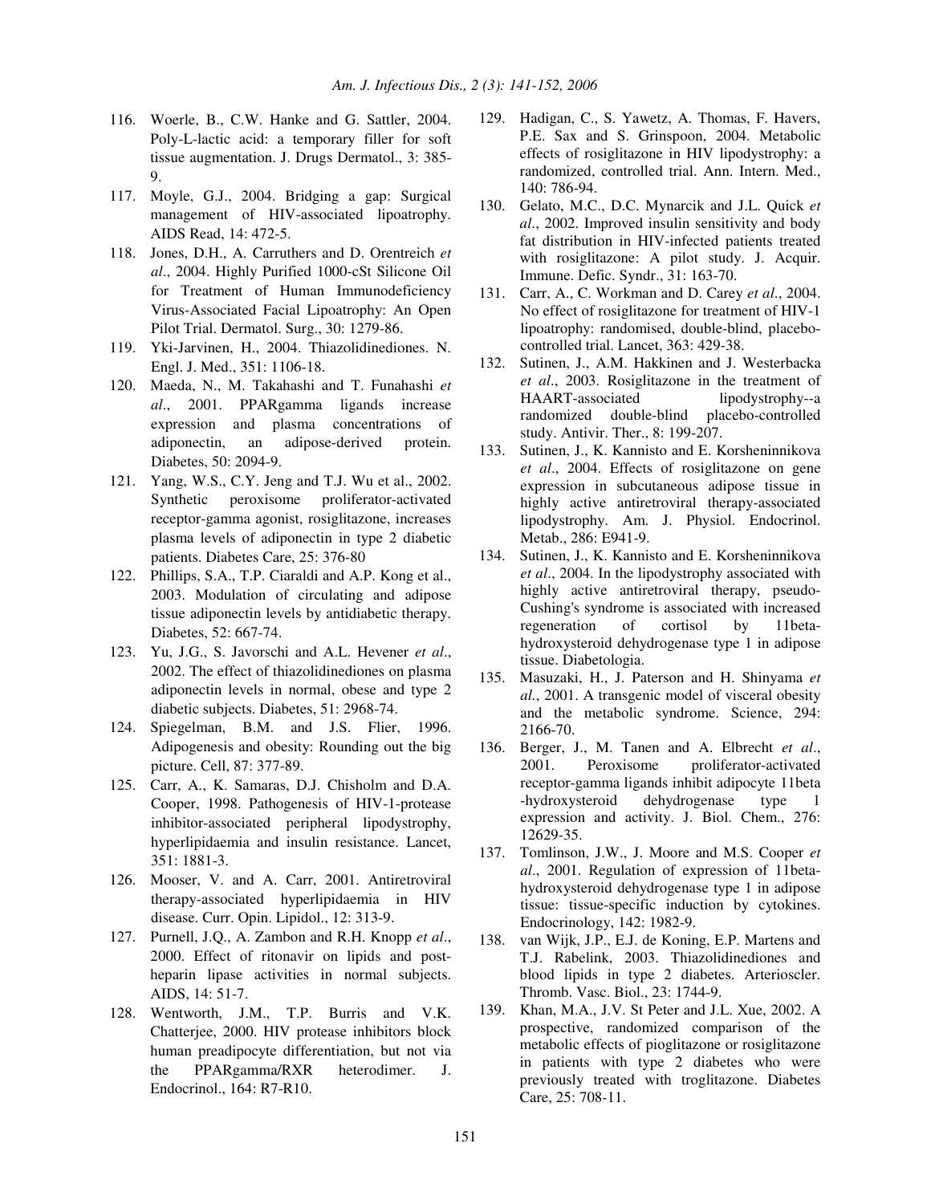116. Woerle, B., C.W. Hanke and G. Sattler, 2004. Poly-L-lactic acid: a temporary filler for soft tissue augmentation. J. Drugs Dermatol., 3: 385-9.
117. Moyle, G.J., 2004. Bridging a gap: Surgical management of HIV-associated lipoatrophy. AIDS Read, 14: 472-5.
118. Jones, D.H., A. Carruthers and D. Orentreich *et al*., 2004. Highly Purified 1000-cSt Silicone Oil for Treatment of Human Immunodeficiency Virus-Associated Facial Lipoatrophy: An Open Pilot Trial. Dermatol. Surg., 30: 1279-86.
119. Yki-Jarvinen, H., 2004. Thiazolidinediones. N. Engl. J. Med., 351: 1106-18.
120. Maeda, N., M. Takahashi and T. Funahashi *et al*., 2001. PPARgamma ligands increase expression and plasma concentrations of adiponectin, an adipose-derived protein. Diabetes, 50: 2094-9.
121. Yang, W.S., C.Y. Jeng and T.J. Wu et al., 2002. Synthetic peroxisome proliferator-activated receptor-gamma agonist, rosiglitazone, increases plasma levels of adiponectin in type 2 diabetic patients. Diabetes Care, 25: 376-80
122. Phillips, S.A., T.P. Ciaraldi and A.P. Kong et al., 2003. Modulation of circulating and adipose tissue adiponectin levels by antidiabetic therapy. Diabetes, 52: 667-74.
123. Yu, J.G., S. Javorschi and A.L. Hevener *et al*., 2002. The effect of thiazolidinediones on plasma adiponectin levels in normal, obese and type 2 diabetic subjects. Diabetes, 51: 2968-74.
124. Spiegelman, B.M. and J.S. Flier, 1996. Adipogenesis and obesity: Rounding out the big picture. Cell, 87: 377-89.
125. Carr, A., K. Samaras, D.J. Chisholm and D.A. Cooper, 1998. Pathogenesis of HIV-1-protease inhibitor-associated peripheral lipodystrophy, hyperlipidaemia and insulin resistance. Lancet, 351: 1881-3.
126. Mooser, V. and A. Carr, 2001. Antiretroviral therapy-associated hyperlipidaemia in HIV disease. Curr. Opin. Lipidol., 12: 313-9.
127. Purnell, J.Q., A. Zambon and R.H. Knopp *et al*., 2000. Effect of ritonavir on lipids and post-heparin lipase activities in normal subjects. AIDS, 14: 51-7.
128. Wentworth, J.M., T.P. Burris and V.K. Chatterjee, 2000. HIV protease inhibitors block human preadipocyte differentiation, but not via the PPARgamma/RXR heterodimer. J. Endocrinol., 164: R7-R10.
129. Hadigan, C., S. Yawetz, A. Thomas, F. Havers, P.E. Sax and S. Grinspoon, 2004. Metabolic effects of rosiglitazone in HIV lipodystrophy: a randomized, controlled trial. Ann. Intern. Med., 140: 786-94.
130. Gelato, M.C., D.C. Mynarcik and J.L. Quick *et al*., 2002. Improved insulin sensitivity and body fat distribution in HIV-infected patients treated with rosiglitazone: A pilot study. J. Acquir. Immune. Defic. Syndr., 31: 163-70.
131. Carr, A., C. Workman and D. Carey *et al*., 2004. No effect of rosiglitazone for treatment of HIV-1 lipoatrophy: randomised, double-blind, placebo-controlled trial. Lancet, 363: 429-38.
132. Sutinen, J., A.M. Hakkinen and J. Westerbacka *et al*., 2003. Rosiglitazone in the treatment of HAART-associated lipodystrophy--a randomized double-blind placebo-controlled study. Antivir. Ther., 8: 199-207.
133. Sutinen, J., K. Kannisto and E. Korsheninnikova *et al*., 2004. Effects of rosiglitazone on gene expression in subcutaneous adipose tissue in highly active antiretroviral therapy-associated lipodystrophy. Am. J. Physiol. Endocrinol. Metab., 286: E941-9.
134. Sutinen, J., K. Kannisto and E. Korsheninnikova *et al*., 2004. In the lipodystrophy associated with highly active antiretroviral therapy, pseudo-Cushing's syndrome is associated with increased regeneration of cortisol by 11beta-hydroxysteroid dehydrogenase type 1 in adipose tissue. Diabetologia.
135. Masuzaki, H., J. Paterson and H. Shinyama *et al.*, 2001. A transgenic model of visceral obesity and the metabolic syndrome. Science, 294: 2166-70.
136. Berger, J., M. Tanen and A. Elbrecht *et al*., 2001. Peroxisome proliferator-activated receptor-gamma ligands inhibit adipocyte 11beta -hydroxysteroid dehydrogenase type 1 expression and activity. J. Biol. Chem., 276: 12629-35.
137. Tomlinson, J.W., J. Moore and M.S. Cooper *et al*., 2001. Regulation of expression of 11beta-hydroxysteroid dehydrogenase type 1 in adipose tissue: tissue-specific induction by cytokines. Endocrinology, 142: 1982-9.
138. van Wijk, J.P., E.J. de Koning, E.P. Martens and T.J. Rabelink, 2003. Thiazolidinediones and blood lipids in type 2 diabetes. Arterioscler. Thromb. Vasc. Biol., 23: 1744-9.
139. Khan, M.A., J.V. St Peter and J.L. Xue, 2002. A prospective, randomized comparison of the metabolic effects of pioglitazone or rosiglitazone in patients with type 2 diabetes who were previously treated with troglitazone. Diabetes Care, 25: 708-11.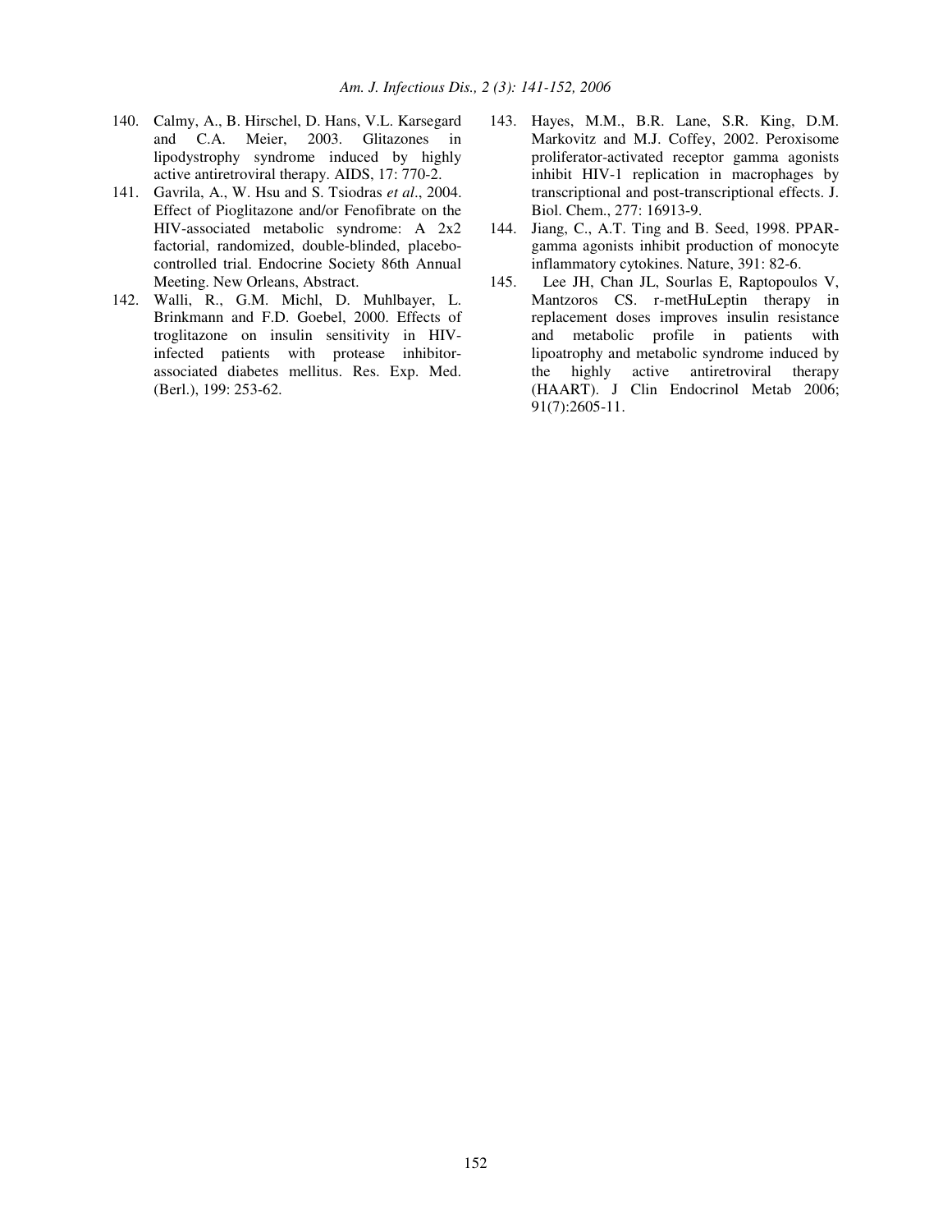140. Calmy, A., B. Hirschel, D. Hans, V.L. Karsegard and C.A. Meier, 2003. Glitazones in lipodystrophy syndrome induced by highly active antiretroviral therapy. AIDS, 17: 770-2.
141. Gavrila, A., W. Hsu and S. Tsiodras *et al*., 2004. Effect of Pioglitazone and/or Fenofibrate on the HIV-associated metabolic syndrome: A 2x2 factorial, randomized, double-blinded, placebo-controlled trial. Endocrine Society 86th Annual Meeting. New Orleans, Abstract.
142. Walli, R., G.M. Michl, D. Muhlbayer, L. Brinkmann and F.D. Goebel, 2000. Effects of troglitazone on insulin sensitivity in HIV-infected patients with protease inhibitor-associated diabetes mellitus. Res. Exp. Med. (Berl.), 199: 253-62.
143. Hayes, M.M., B.R. Lane, S.R. King, D.M. Markovitz and M.J. Coffey, 2002. Peroxisome proliferator-activated receptor gamma agonists inhibit HIV-1 replication in macrophages by transcriptional and post-transcriptional effects. J. Biol. Chem., 277: 16913-9.
144. Jiang, C., A.T. Ting and B. Seed, 1998. PPAR-gamma agonists inhibit production of monocyte inflammatory cytokines. Nature, 391: 82-6.
145. Lee JH, Chan JL, Sourlas E, Raptopoulos V, Mantzoros CS. r-metHuLeptin therapy in replacement doses improves insulin resistance and metabolic profile in patients with lipoatrophy and metabolic syndrome induced by the highly active antiretroviral therapy (HAART). J Clin Endocrinol Metab 2006; 91(7):2605-11.